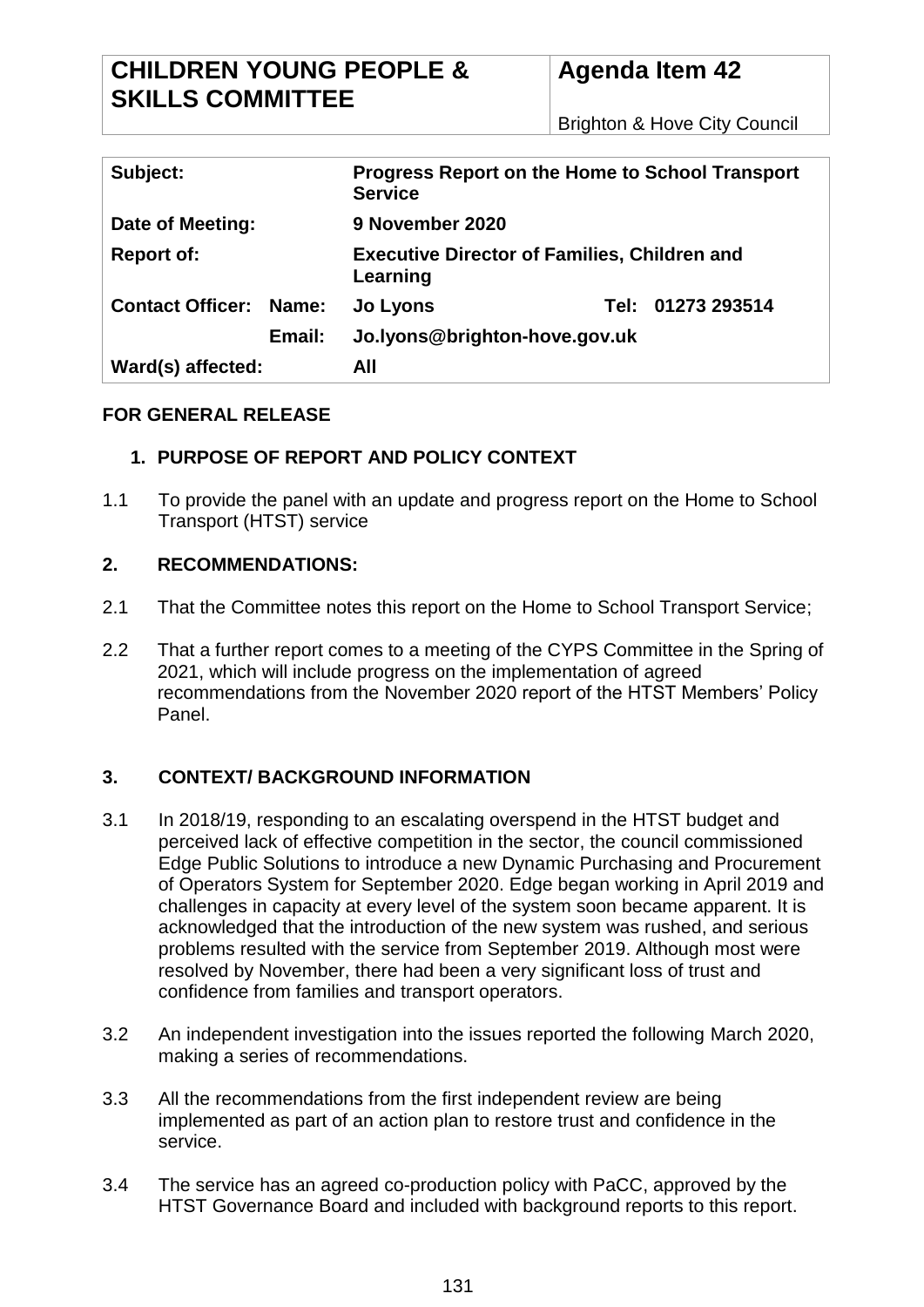| CHILDREN YOUNG PEOPLE & SKILLS COMMITTEE | Agenda Item 42 |
|---|---|
| | Brighton & Hove City Council |

| | | | |
|---|---|---|---|
| **Subject:** | | **Progress Report on the Home to School Transport Service** | |
| **Date of Meeting:** | | **9 November 2020** | |
| **Report of:** | | **Executive Director of Families, Children and Learning** | |
| **Contact Officer:** | **Name:** | **Jo Lyons** | **Tel: 01273 293514** |
| | **Email:** | **Jo.lyons@brighton-hove.gov.uk** | |
| **Ward(s) affected:** | | **All** | |

**FOR GENERAL RELEASE**

## 1. PURPOSE OF REPORT AND POLICY CONTEXT

1.1 To provide the panel with an update and progress report on the Home to School Transport (HTST) service

## 2. RECOMMENDATIONS:

2.1 That the Committee notes this report on the Home to School Transport Service;

2.2 That a further report comes to a meeting of the CYPS Committee in the Spring of 2021, which will include progress on the implementation of agreed recommendations from the November 2020 report of the HTST Members' Policy Panel.

## 3. CONTEXT/ BACKGROUND INFORMATION

3.1 In 2018/19, responding to an escalating overspend in the HTST budget and perceived lack of effective competition in the sector, the council commissioned Edge Public Solutions to introduce a new Dynamic Purchasing and Procurement of Operators System for September 2020. Edge began working in April 2019 and challenges in capacity at every level of the system soon became apparent. It is acknowledged that the introduction of the new system was rushed, and serious problems resulted with the service from September 2019. Although most were resolved by November, there had been a very significant loss of trust and confidence from families and transport operators.

3.2 An independent investigation into the issues reported the following March 2020, making a series of recommendations.

3.3 All the recommendations from the first independent review are being implemented as part of an action plan to restore trust and confidence in the service.

3.4 The service has an agreed co-production policy with PaCC, approved by the HTST Governance Board and included with background reports to this report.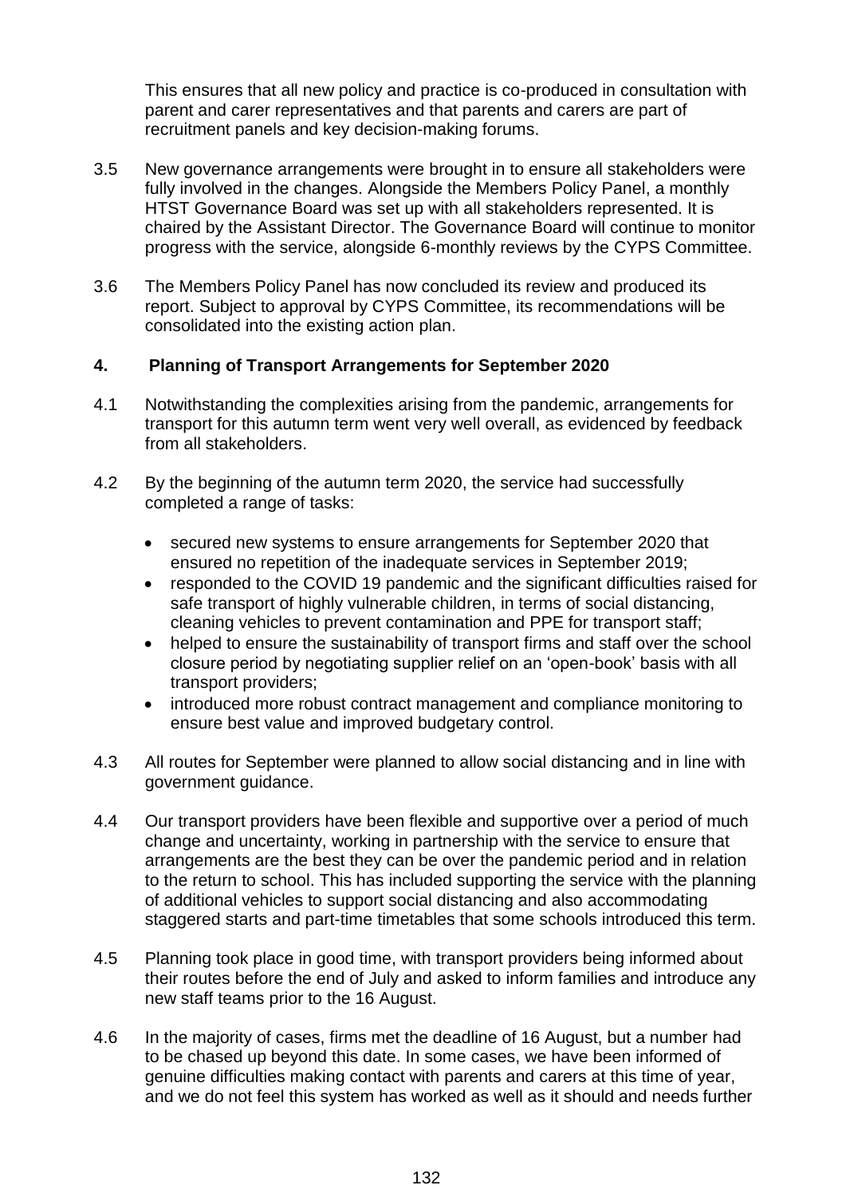This ensures that all new policy and practice is co-produced in consultation with parent and carer representatives and that parents and carers are part of recruitment panels and key decision-making forums.

3.5 New governance arrangements were brought in to ensure all stakeholders were fully involved in the changes. Alongside the Members Policy Panel, a monthly HTST Governance Board was set up with all stakeholders represented. It is chaired by the Assistant Director. The Governance Board will continue to monitor progress with the service, alongside 6-monthly reviews by the CYPS Committee.

3.6 The Members Policy Panel has now concluded its review and produced its report. Subject to approval by CYPS Committee, its recommendations will be consolidated into the existing action plan.

## 4. Planning of Transport Arrangements for September 2020

4.1 Notwithstanding the complexities arising from the pandemic, arrangements for transport for this autumn term went very well overall, as evidenced by feedback from all stakeholders.

4.2 By the beginning of the autumn term 2020, the service had successfully completed a range of tasks:

- secured new systems to ensure arrangements for September 2020 that ensured no repetition of the inadequate services in September 2019;
- responded to the COVID 19 pandemic and the significant difficulties raised for safe transport of highly vulnerable children, in terms of social distancing, cleaning vehicles to prevent contamination and PPE for transport staff;
- helped to ensure the sustainability of transport firms and staff over the school closure period by negotiating supplier relief on an 'open-book' basis with all transport providers;
- introduced more robust contract management and compliance monitoring to ensure best value and improved budgetary control.

4.3 All routes for September were planned to allow social distancing and in line with government guidance.

4.4 Our transport providers have been flexible and supportive over a period of much change and uncertainty, working in partnership with the service to ensure that arrangements are the best they can be over the pandemic period and in relation to the return to school. This has included supporting the service with the planning of additional vehicles to support social distancing and also accommodating staggered starts and part-time timetables that some schools introduced this term.

4.5 Planning took place in good time, with transport providers being informed about their routes before the end of July and asked to inform families and introduce any new staff teams prior to the 16 August.

4.6 In the majority of cases, firms met the deadline of 16 August, but a number had to be chased up beyond this date. In some cases, we have been informed of genuine difficulties making contact with parents and carers at this time of year, and we do not feel this system has worked as well as it should and needs further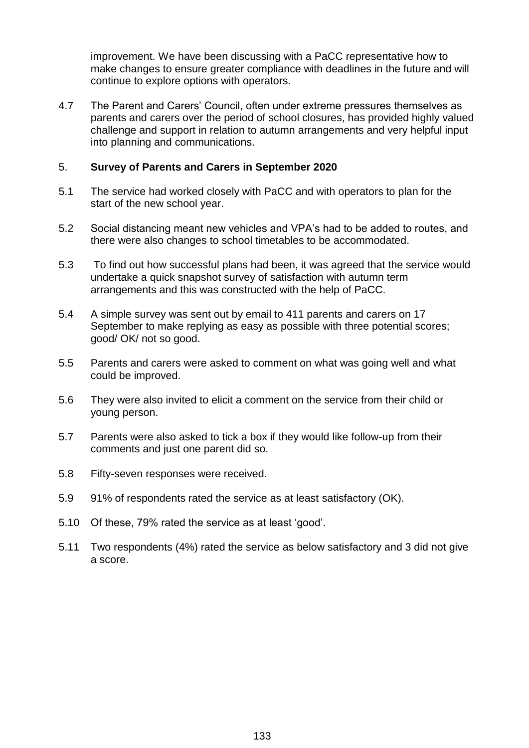improvement. We have been discussing with a PaCC representative how to make changes to ensure greater compliance with deadlines in the future and will continue to explore options with operators.

4.7 The Parent and Carers' Council, often under extreme pressures themselves as parents and carers over the period of school closures, has provided highly valued challenge and support in relation to autumn arrangements and very helpful input into planning and communications.

## 5. Survey of Parents and Carers in September 2020

5.1 The service had worked closely with PaCC and with operators to plan for the start of the new school year.

5.2 Social distancing meant new vehicles and VPA's had to be added to routes, and there were also changes to school timetables to be accommodated.

5.3 To find out how successful plans had been, it was agreed that the service would undertake a quick snapshot survey of satisfaction with autumn term arrangements and this was constructed with the help of PaCC.

5.4 A simple survey was sent out by email to 411 parents and carers on 17 September to make replying as easy as possible with three potential scores; good/ OK/ not so good.

5.5 Parents and carers were asked to comment on what was going well and what could be improved.

5.6 They were also invited to elicit a comment on the service from their child or young person.

5.7 Parents were also asked to tick a box if they would like follow-up from their comments and just one parent did so.

5.8 Fifty-seven responses were received.

5.9 91% of respondents rated the service as at least satisfactory (OK).

5.10 Of these, 79% rated the service as at least 'good'.

5.11 Two respondents (4%) rated the service as below satisfactory and 3 did not give a score.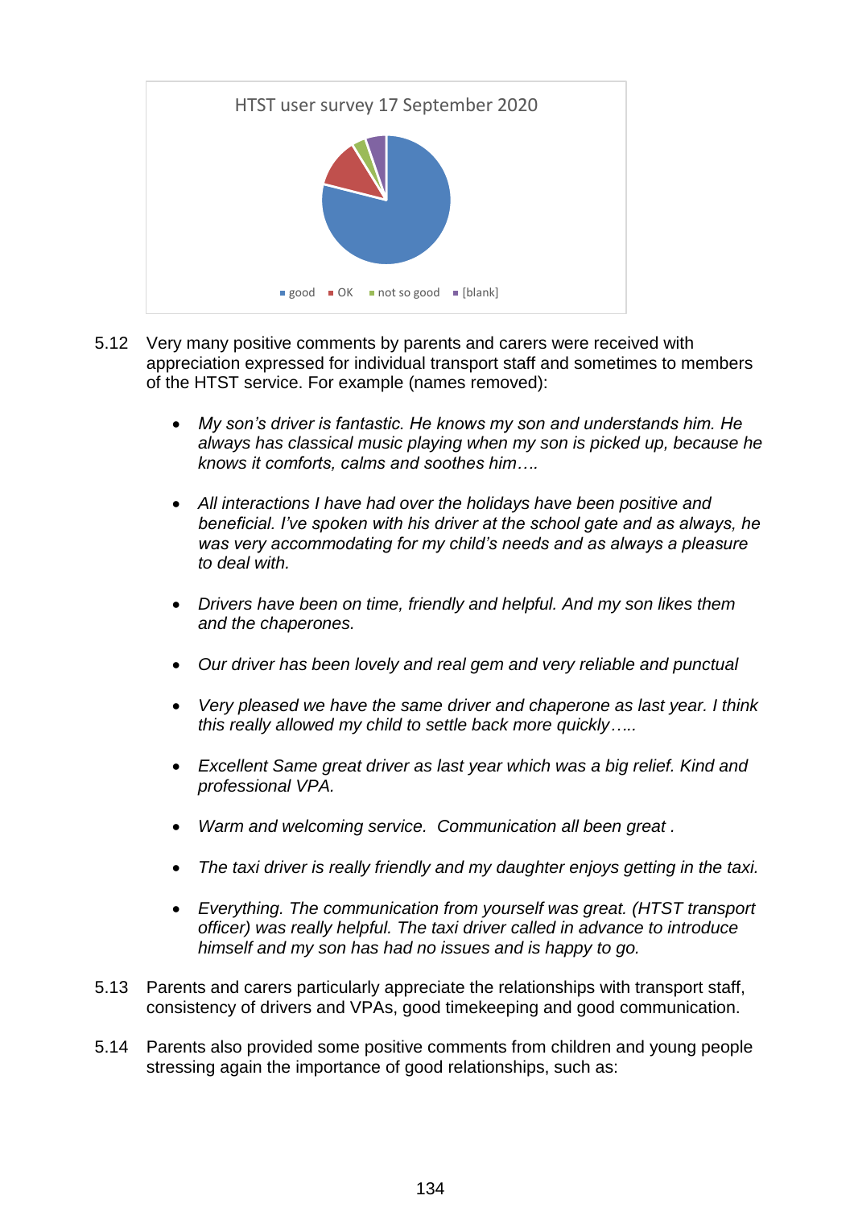HTST user survey 17 September 2020

good OK not so good [blank]

5.12 Very many positive comments by parents and carers were received with appreciation expressed for individual transport staff and sometimes to members of the HTST service. For example (names removed):

- *My son's driver is fantastic. He knows my son and understands him. He always has classical music playing when my son is picked up, because he knows it comforts, calms and soothes him….*

- *All interactions I have had over the holidays have been positive and beneficial. I've spoken with his driver at the school gate and as always, he was very accommodating for my child's needs and as always a pleasure to deal with.*

- *Drivers have been on time, friendly and helpful. And my son likes them and the chaperones.*

- *Our driver has been lovely and real gem and very reliable and punctual*

- *Very pleased we have the same driver and chaperone as last year. I think this really allowed my child to settle back more quickly…..*

- *Excellent Same great driver as last year which was a big relief. Kind and professional VPA.*

- *Warm and welcoming service. Communication all been great .*

- *The taxi driver is really friendly and my daughter enjoys getting in the taxi.*

- *Everything. The communication from yourself was great. (HTST transport officer) was really helpful. The taxi driver called in advance to introduce himself and my son has had no issues and is happy to go.*

5.13 Parents and carers particularly appreciate the relationships with transport staff, consistency of drivers and VPAs, good timekeeping and good communication.

5.14 Parents also provided some positive comments from children and young people stressing again the importance of good relationships, such as: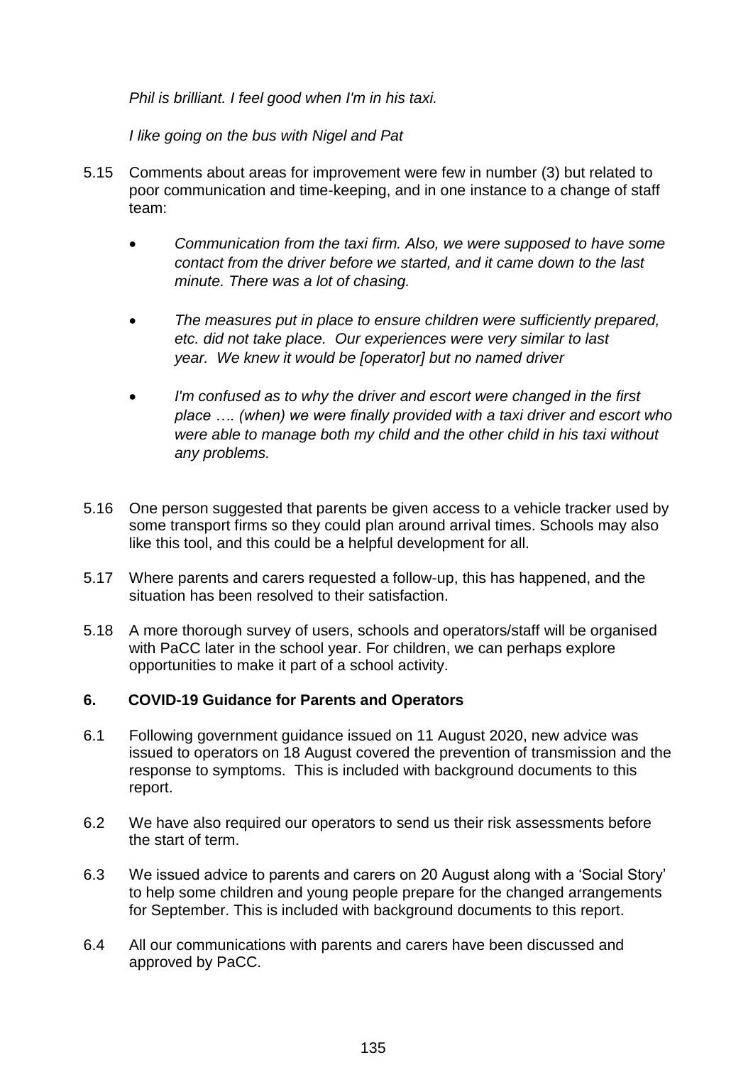*Phil is brilliant. I feel good when I'm in his taxi.*

*I like going on the bus with Nigel and Pat*

5.15 Comments about areas for improvement were few in number (3) but related to poor communication and time-keeping, and in one instance to a change of staff team:

- *Communication from the taxi firm. Also, we were supposed to have some contact from the driver before we started, and it came down to the last minute. There was a lot of chasing.*
- *The measures put in place to ensure children were sufficiently prepared, etc. did not take place. Our experiences were very similar to last year. We knew it would be [operator] but no named driver*
- *I'm confused as to why the driver and escort were changed in the first place …. (when) we were finally provided with a taxi driver and escort who were able to manage both my child and the other child in his taxi without any problems.*

5.16 One person suggested that parents be given access to a vehicle tracker used by some transport firms so they could plan around arrival times. Schools may also like this tool, and this could be a helpful development for all.

5.17 Where parents and carers requested a follow-up, this has happened, and the situation has been resolved to their satisfaction.

5.18 A more thorough survey of users, schools and operators/staff will be organised with PaCC later in the school year. For children, we can perhaps explore opportunities to make it part of a school activity.

## 6. COVID-19 Guidance for Parents and Operators

6.1 Following government guidance issued on 11 August 2020, new advice was issued to operators on 18 August covered the prevention of transmission and the response to symptoms. This is included with background documents to this report.

6.2 We have also required our operators to send us their risk assessments before the start of term.

6.3 We issued advice to parents and carers on 20 August along with a 'Social Story' to help some children and young people prepare for the changed arrangements for September. This is included with background documents to this report.

6.4 All our communications with parents and carers have been discussed and approved by PaCC.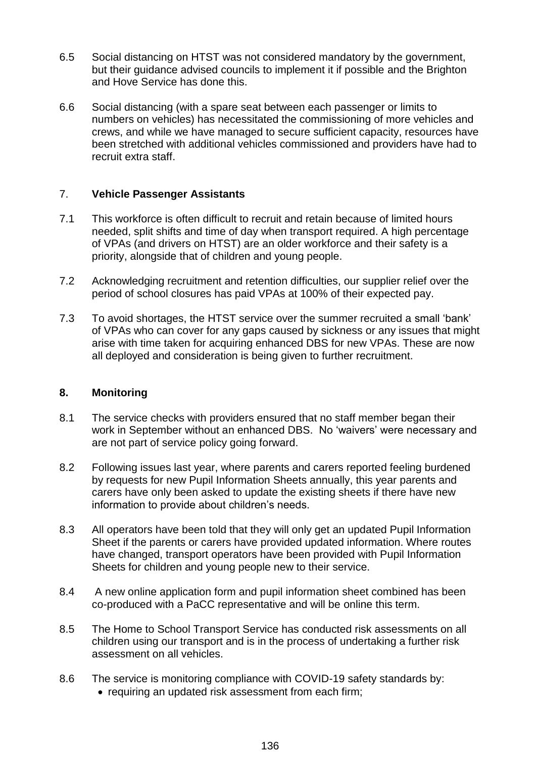6.5 Social distancing on HTST was not considered mandatory by the government, but their guidance advised councils to implement it if possible and the Brighton and Hove Service has done this.

6.6 Social distancing (with a spare seat between each passenger or limits to numbers on vehicles) has necessitated the commissioning of more vehicles and crews, and while we have managed to secure sufficient capacity, resources have been stretched with additional vehicles commissioned and providers have had to recruit extra staff.

## 7. **Vehicle Passenger Assistants**

7.1 This workforce is often difficult to recruit and retain because of limited hours needed, split shifts and time of day when transport required. A high percentage of VPAs (and drivers on HTST) are an older workforce and their safety is a priority, alongside that of children and young people.

7.2 Acknowledging recruitment and retention difficulties, our supplier relief over the period of school closures has paid VPAs at 100% of their expected pay.

7.3 To avoid shortages, the HTST service over the summer recruited a small 'bank' of VPAs who can cover for any gaps caused by sickness or any issues that might arise with time taken for acquiring enhanced DBS for new VPAs. These are now all deployed and consideration is being given to further recruitment.

## 8. Monitoring

8.1 The service checks with providers ensured that no staff member began their work in September without an enhanced DBS. No 'waivers' were necessary and are not part of service policy going forward.

8.2 Following issues last year, where parents and carers reported feeling burdened by requests for new Pupil Information Sheets annually, this year parents and carers have only been asked to update the existing sheets if there have new information to provide about children's needs.

8.3 All operators have been told that they will only get an updated Pupil Information Sheet if the parents or carers have provided updated information. Where routes have changed, transport operators have been provided with Pupil Information Sheets for children and young people new to their service.

8.4 A new online application form and pupil information sheet combined has been co-produced with a PaCC representative and will be online this term.

8.5 The Home to School Transport Service has conducted risk assessments on all children using our transport and is in the process of undertaking a further risk assessment on all vehicles.

8.6 The service is monitoring compliance with COVID-19 safety standards by:

- requiring an updated risk assessment from each firm;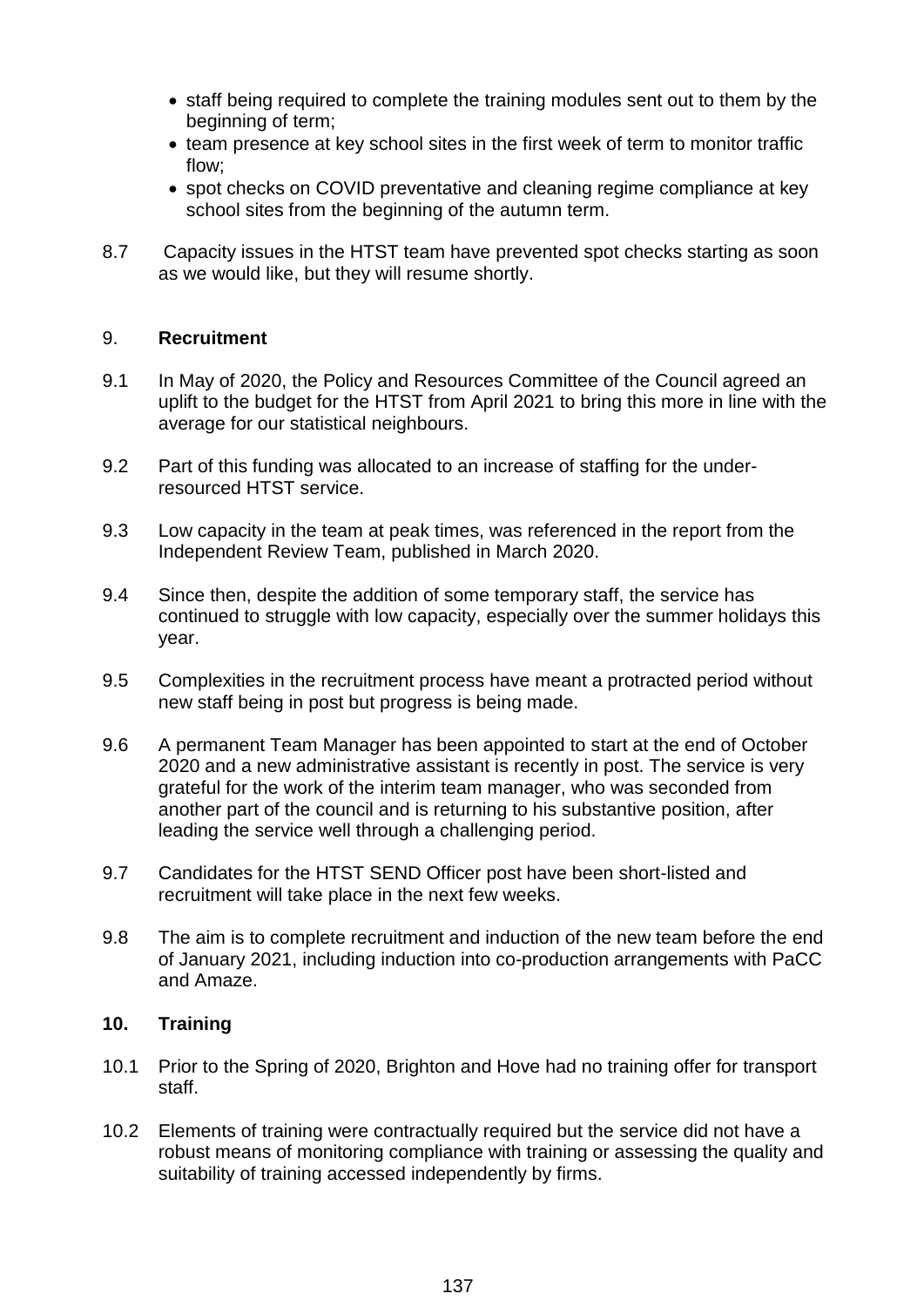- staff being required to complete the training modules sent out to them by the beginning of term;
- team presence at key school sites in the first week of term to monitor traffic flow;
- spot checks on COVID preventative and cleaning regime compliance at key school sites from the beginning of the autumn term.

8.7 Capacity issues in the HTST team have prevented spot checks starting as soon as we would like, but they will resume shortly.

## 9. **Recruitment**

9.1 In May of 2020, the Policy and Resources Committee of the Council agreed an uplift to the budget for the HTST from April 2021 to bring this more in line with the average for our statistical neighbours.

9.2 Part of this funding was allocated to an increase of staffing for the under-resourced HTST service.

9.3 Low capacity in the team at peak times, was referenced in the report from the Independent Review Team, published in March 2020.

9.4 Since then, despite the addition of some temporary staff, the service has continued to struggle with low capacity, especially over the summer holidays this year.

9.5 Complexities in the recruitment process have meant a protracted period without new staff being in post but progress is being made.

9.6 A permanent Team Manager has been appointed to start at the end of October 2020 and a new administrative assistant is recently in post. The service is very grateful for the work of the interim team manager, who was seconded from another part of the council and is returning to his substantive position, after leading the service well through a challenging period.

9.7 Candidates for the HTST SEND Officer post have been short-listed and recruitment will take place in the next few weeks.

9.8 The aim is to complete recruitment and induction of the new team before the end of January 2021, including induction into co-production arrangements with PaCC and Amaze.

## 10. **Training**

10.1 Prior to the Spring of 2020, Brighton and Hove had no training offer for transport staff.

10.2 Elements of training were contractually required but the service did not have a robust means of monitoring compliance with training or assessing the quality and suitability of training accessed independently by firms.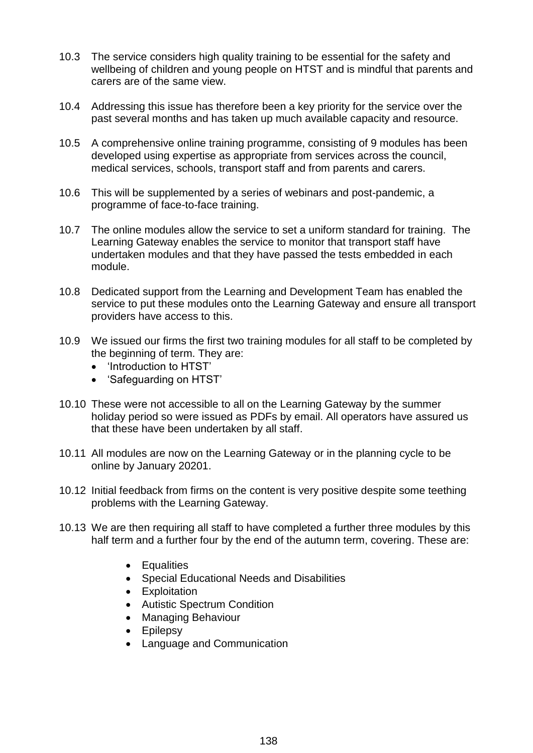10.3 The service considers high quality training to be essential for the safety and wellbeing of children and young people on HTST and is mindful that parents and carers are of the same view.

10.4 Addressing this issue has therefore been a key priority for the service over the past several months and has taken up much available capacity and resource.

10.5 A comprehensive online training programme, consisting of 9 modules has been developed using expertise as appropriate from services across the council, medical services, schools, transport staff and from parents and carers.

10.6 This will be supplemented by a series of webinars and post-pandemic, a programme of face-to-face training.

10.7 The online modules allow the service to set a uniform standard for training. The Learning Gateway enables the service to monitor that transport staff have undertaken modules and that they have passed the tests embedded in each module.

10.8 Dedicated support from the Learning and Development Team has enabled the service to put these modules onto the Learning Gateway and ensure all transport providers have access to this.

10.9 We issued our firms the first two training modules for all staff to be completed by the beginning of term. They are:

- 'Introduction to HTST'
- 'Safeguarding on HTST'

10.10 These were not accessible to all on the Learning Gateway by the summer holiday period so were issued as PDFs by email. All operators have assured us that these have been undertaken by all staff.

10.11 All modules are now on the Learning Gateway or in the planning cycle to be online by January 20201.

10.12 Initial feedback from firms on the content is very positive despite some teething problems with the Learning Gateway.

10.13 We are then requiring all staff to have completed a further three modules by this half term and a further four by the end of the autumn term, covering. These are:

- Equalities
- Special Educational Needs and Disabilities
- Exploitation
- Autistic Spectrum Condition
- Managing Behaviour
- Epilepsy
- Language and Communication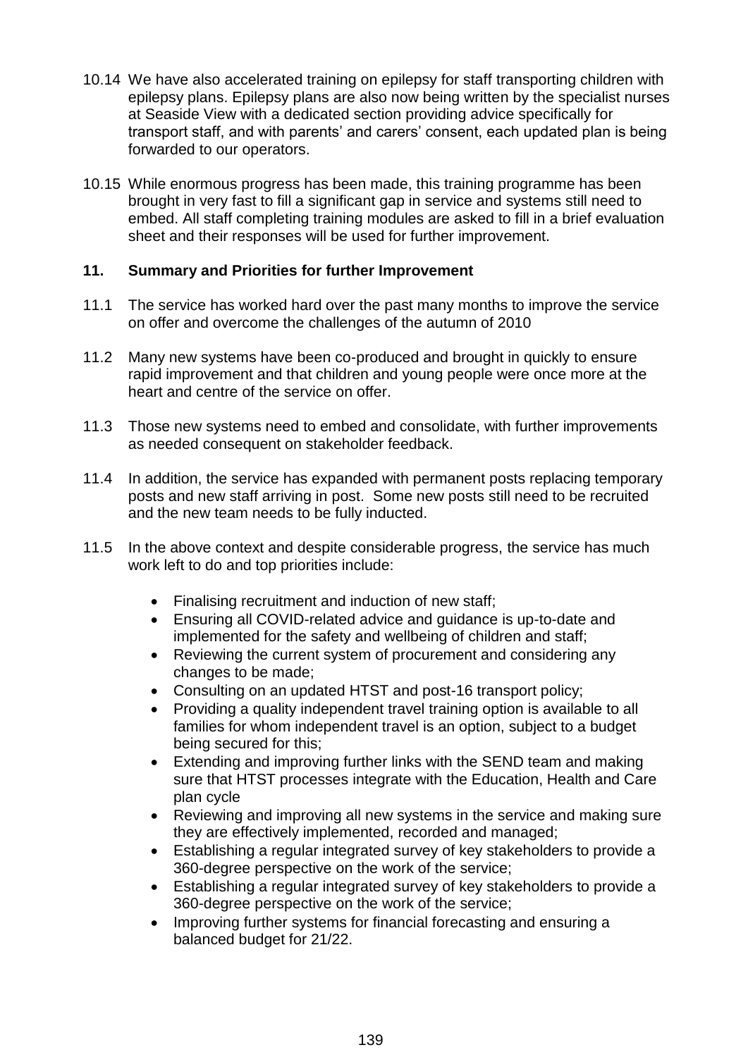10.14 We have also accelerated training on epilepsy for staff transporting children with epilepsy plans. Epilepsy plans are also now being written by the specialist nurses at Seaside View with a dedicated section providing advice specifically for transport staff, and with parents' and carers' consent, each updated plan is being forwarded to our operators.

10.15 While enormous progress has been made, this training programme has been brought in very fast to fill a significant gap in service and systems still need to embed. All staff completing training modules are asked to fill in a brief evaluation sheet and their responses will be used for further improvement.

## 11. Summary and Priorities for further Improvement

11.1 The service has worked hard over the past many months to improve the service on offer and overcome the challenges of the autumn of 2010

11.2 Many new systems have been co-produced and brought in quickly to ensure rapid improvement and that children and young people were once more at the heart and centre of the service on offer.

11.3 Those new systems need to embed and consolidate, with further improvements as needed consequent on stakeholder feedback.

11.4 In addition, the service has expanded with permanent posts replacing temporary posts and new staff arriving in post. Some new posts still need to be recruited and the new team needs to be fully inducted.

11.5 In the above context and despite considerable progress, the service has much work left to do and top priorities include:

- Finalising recruitment and induction of new staff;
- Ensuring all COVID-related advice and guidance is up-to-date and implemented for the safety and wellbeing of children and staff;
- Reviewing the current system of procurement and considering any changes to be made;
- Consulting on an updated HTST and post-16 transport policy;
- Providing a quality independent travel training option is available to all families for whom independent travel is an option, subject to a budget being secured for this;
- Extending and improving further links with the SEND team and making sure that HTST processes integrate with the Education, Health and Care plan cycle
- Reviewing and improving all new systems in the service and making sure they are effectively implemented, recorded and managed;
- Establishing a regular integrated survey of key stakeholders to provide a 360-degree perspective on the work of the service;
- Establishing a regular integrated survey of key stakeholders to provide a 360-degree perspective on the work of the service;
- Improving further systems for financial forecasting and ensuring a balanced budget for 21/22.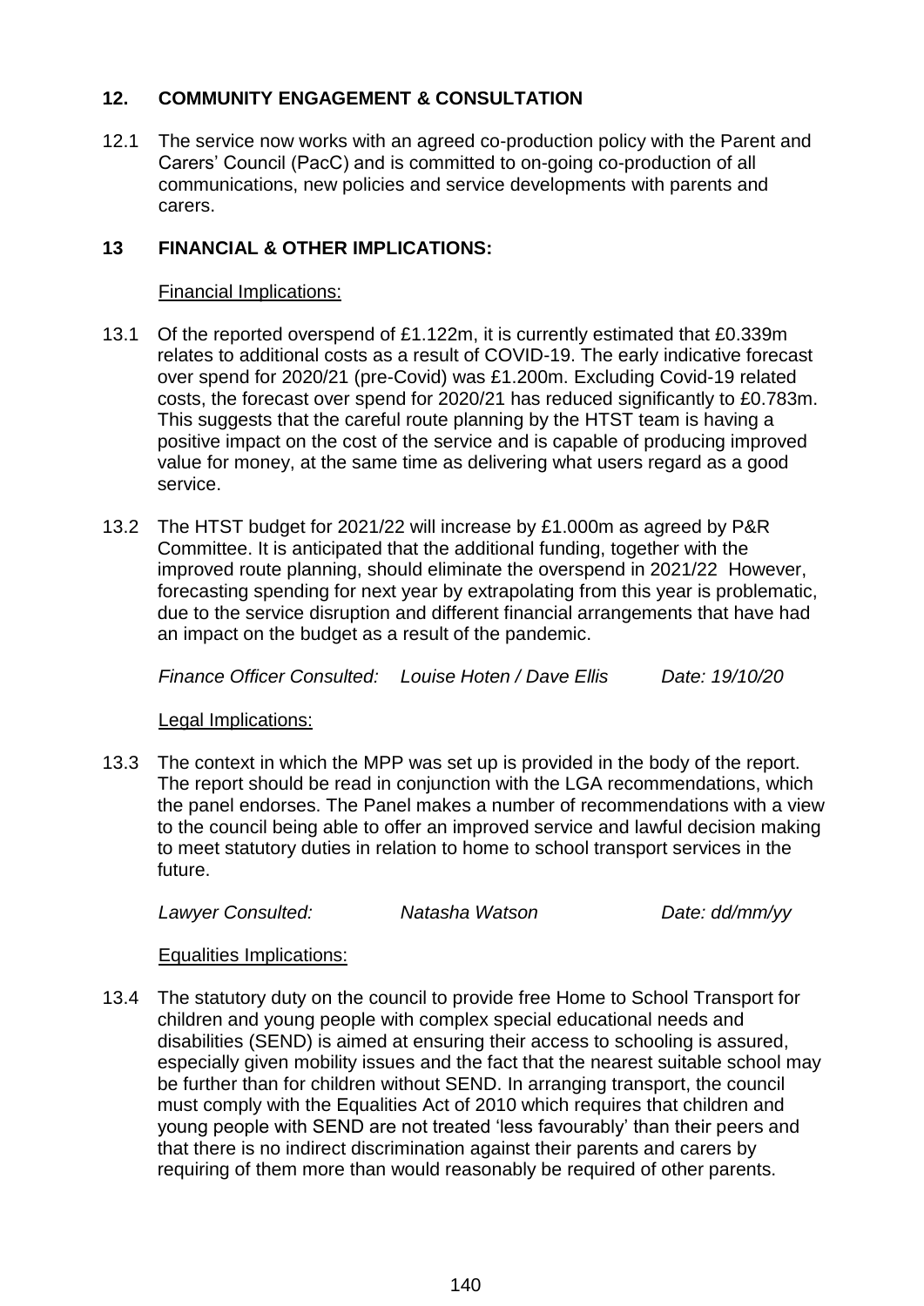## 12. COMMUNITY ENGAGEMENT & CONSULTATION

12.1 The service now works with an agreed co-production policy with the Parent and Carers' Council (PacC) and is committed to on-going co-production of all communications, new policies and service developments with parents and carers.

## 13 FINANCIAL & OTHER IMPLICATIONS:

Financial Implications:

13.1 Of the reported overspend of £1.122m, it is currently estimated that £0.339m relates to additional costs as a result of COVID-19. The early indicative forecast over spend for 2020/21 (pre-Covid) was £1.200m. Excluding Covid-19 related costs, the forecast over spend for 2020/21 has reduced significantly to £0.783m. This suggests that the careful route planning by the HTST team is having a positive impact on the cost of the service and is capable of producing improved value for money, at the same time as delivering what users regard as a good service.

13.2 The HTST budget for 2021/22 will increase by £1.000m as agreed by P&R Committee. It is anticipated that the additional funding, together with the improved route planning, should eliminate the overspend in 2021/22 However, forecasting spending for next year by extrapolating from this year is problematic, due to the service disruption and different financial arrangements that have had an impact on the budget as a result of the pandemic.

*Finance Officer Consulted: Louise Hoten / Dave Ellis Date: 19/10/20*

Legal Implications:

13.3 The context in which the MPP was set up is provided in the body of the report. The report should be read in conjunction with the LGA recommendations, which the panel endorses. The Panel makes a number of recommendations with a view to the council being able to offer an improved service and lawful decision making to meet statutory duties in relation to home to school transport services in the future.

*Lawyer Consulted: Natasha Watson Date: dd/mm/yy*

Equalities Implications:

13.4 The statutory duty on the council to provide free Home to School Transport for children and young people with complex special educational needs and disabilities (SEND) is aimed at ensuring their access to schooling is assured, especially given mobility issues and the fact that the nearest suitable school may be further than for children without SEND. In arranging transport, the council must comply with the Equalities Act of 2010 which requires that children and young people with SEND are not treated 'less favourably' than their peers and that there is no indirect discrimination against their parents and carers by requiring of them more than would reasonably be required of other parents.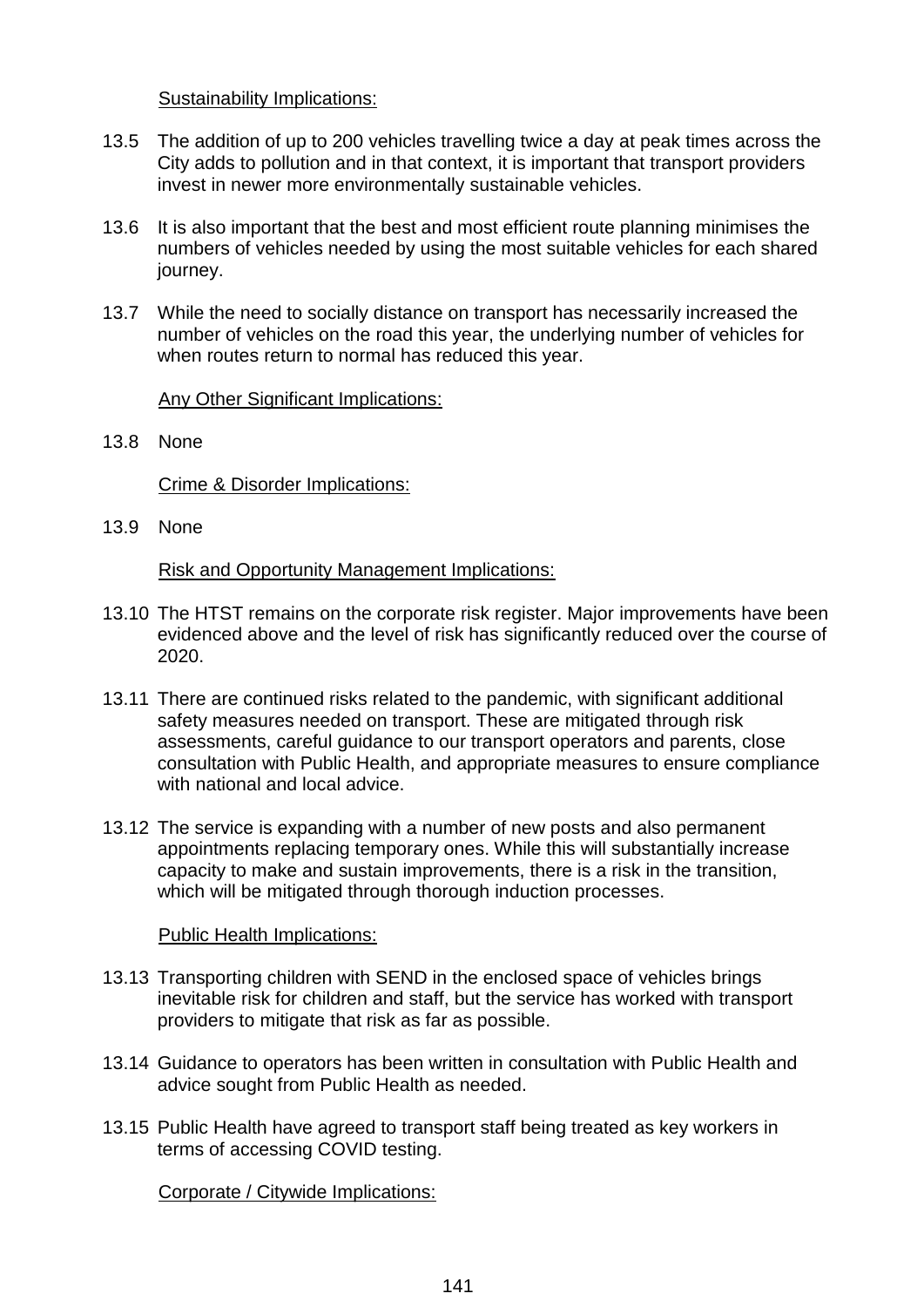Sustainability Implications:

13.5 The addition of up to 200 vehicles travelling twice a day at peak times across the City adds to pollution and in that context, it is important that transport providers invest in newer more environmentally sustainable vehicles.

13.6 It is also important that the best and most efficient route planning minimises the numbers of vehicles needed by using the most suitable vehicles for each shared journey.

13.7 While the need to socially distance on transport has necessarily increased the number of vehicles on the road this year, the underlying number of vehicles for when routes return to normal has reduced this year.

Any Other Significant Implications:

13.8 None

Crime & Disorder Implications:

13.9 None

Risk and Opportunity Management Implications:

13.10 The HTST remains on the corporate risk register. Major improvements have been evidenced above and the level of risk has significantly reduced over the course of 2020.

13.11 There are continued risks related to the pandemic, with significant additional safety measures needed on transport. These are mitigated through risk assessments, careful guidance to our transport operators and parents, close consultation with Public Health, and appropriate measures to ensure compliance with national and local advice.

13.12 The service is expanding with a number of new posts and also permanent appointments replacing temporary ones. While this will substantially increase capacity to make and sustain improvements, there is a risk in the transition, which will be mitigated through thorough induction processes.

Public Health Implications:

13.13 Transporting children with SEND in the enclosed space of vehicles brings inevitable risk for children and staff, but the service has worked with transport providers to mitigate that risk as far as possible.

13.14 Guidance to operators has been written in consultation with Public Health and advice sought from Public Health as needed.

13.15 Public Health have agreed to transport staff being treated as key workers in terms of accessing COVID testing.

Corporate / Citywide Implications: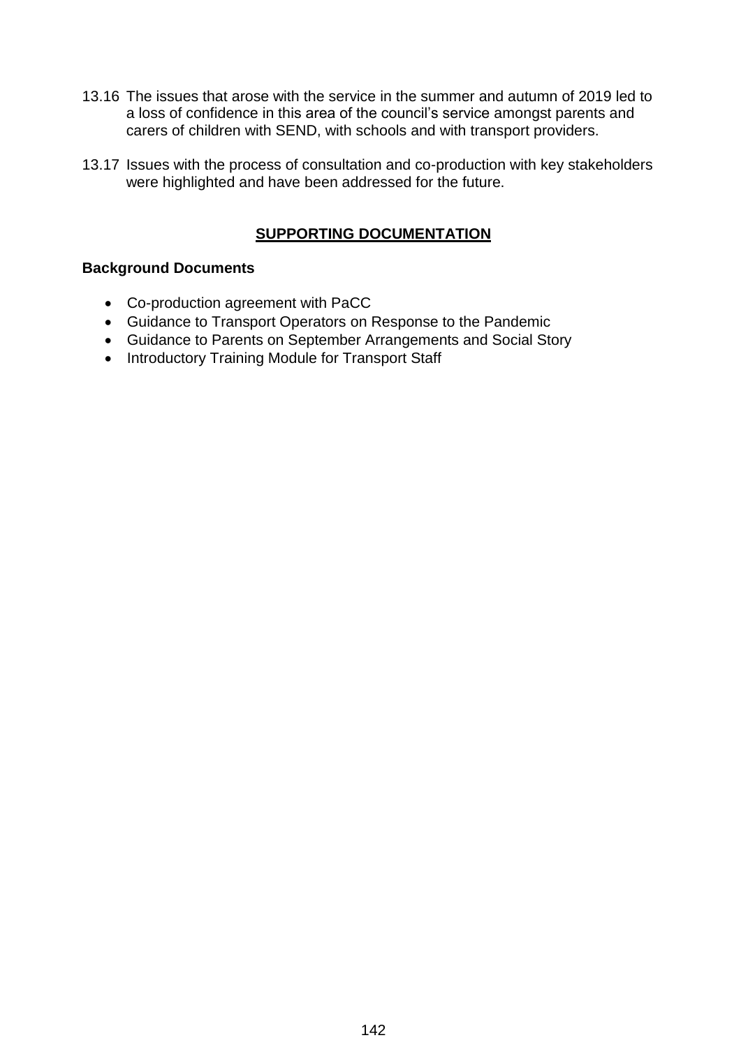13.16 The issues that arose with the service in the summer and autumn of 2019 led to a loss of confidence in this area of the council's service amongst parents and carers of children with SEND, with schools and with transport providers.

13.17 Issues with the process of consultation and co-production with key stakeholders were highlighted and have been addressed for the future.

## SUPPORTING DOCUMENTATION

**Background Documents**

- Co-production agreement with PaCC
- Guidance to Transport Operators on Response to the Pandemic
- Guidance to Parents on September Arrangements and Social Story
- Introductory Training Module for Transport Staff